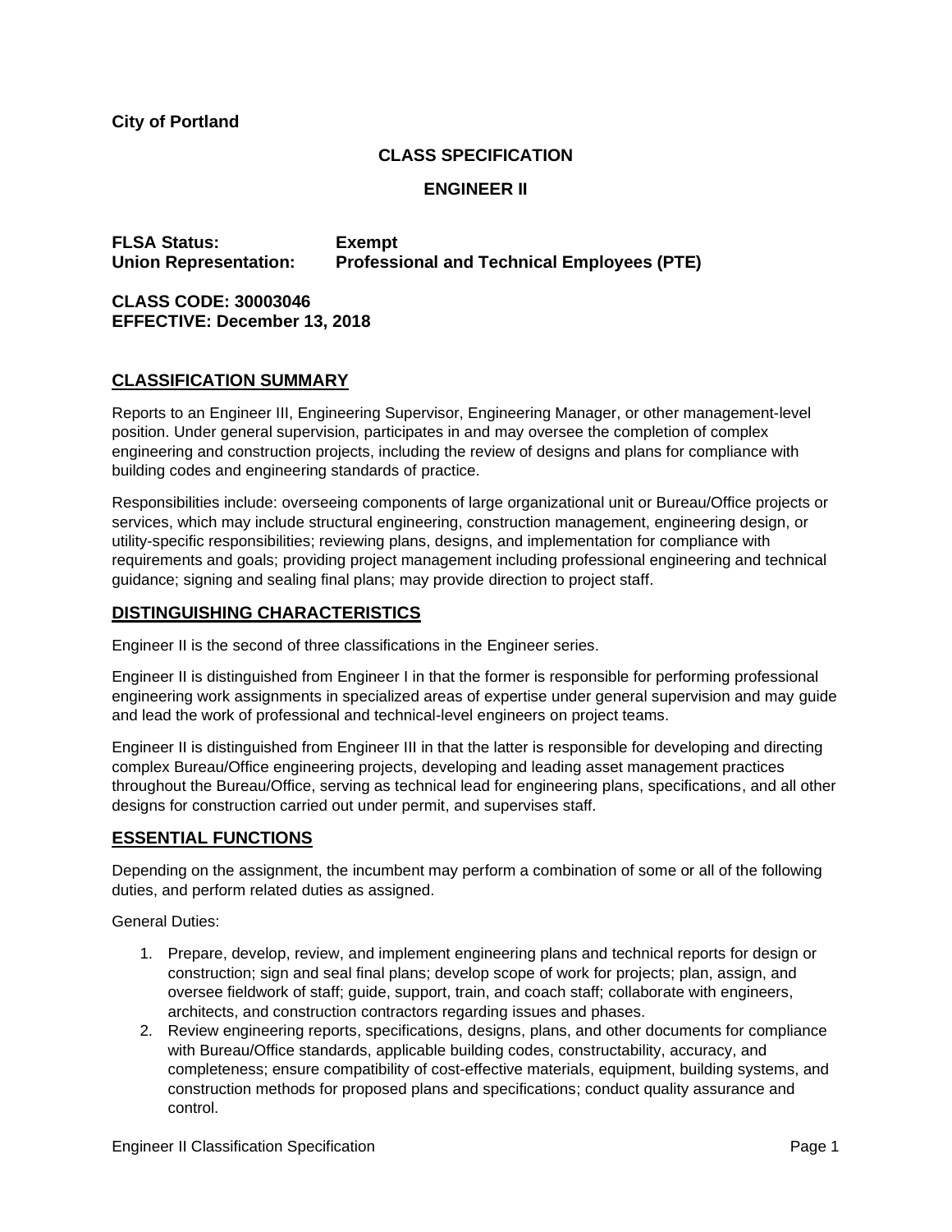**City of Portland**

**CLASS SPECIFICATION**

**ENGINEER II**

**FLSA Status:** **Exempt**
**Union Representation:** **Professional and Technical Employees (PTE)**

**CLASS CODE: 30003046**
**EFFECTIVE: December 13, 2018**

## CLASSIFICATION SUMMARY

Reports to an Engineer III, Engineering Supervisor, Engineering Manager, or other management-level position. Under general supervision, participates in and may oversee the completion of complex engineering and construction projects, including the review of designs and plans for compliance with building codes and engineering standards of practice.

Responsibilities include: overseeing components of large organizational unit or Bureau/Office projects or services, which may include structural engineering, construction management, engineering design, or utility-specific responsibilities; reviewing plans, designs, and implementation for compliance with requirements and goals; providing project management including professional engineering and technical guidance; signing and sealing final plans; may provide direction to project staff.

## DISTINGUISHING CHARACTERISTICS

Engineer II is the second of three classifications in the Engineer series.

Engineer II is distinguished from Engineer I in that the former is responsible for performing professional engineering work assignments in specialized areas of expertise under general supervision and may guide and lead the work of professional and technical-level engineers on project teams.

Engineer II is distinguished from Engineer III in that the latter is responsible for developing and directing complex Bureau/Office engineering projects, developing and leading asset management practices throughout the Bureau/Office, serving as technical lead for engineering plans, specifications, and all other designs for construction carried out under permit, and supervises staff.

## ESSENTIAL FUNCTIONS

Depending on the assignment, the incumbent may perform a combination of some or all of the following duties, and perform related duties as assigned.

General Duties:

1. Prepare, develop, review, and implement engineering plans and technical reports for design or construction; sign and seal final plans; develop scope of work for projects; plan, assign, and oversee fieldwork of staff; guide, support, train, and coach staff; collaborate with engineers, architects, and construction contractors regarding issues and phases.
2. Review engineering reports, specifications, designs, plans, and other documents for compliance with Bureau/Office standards, applicable building codes, constructability, accuracy, and completeness; ensure compatibility of cost-effective materials, equipment, building systems, and construction methods for proposed plans and specifications; conduct quality assurance and control.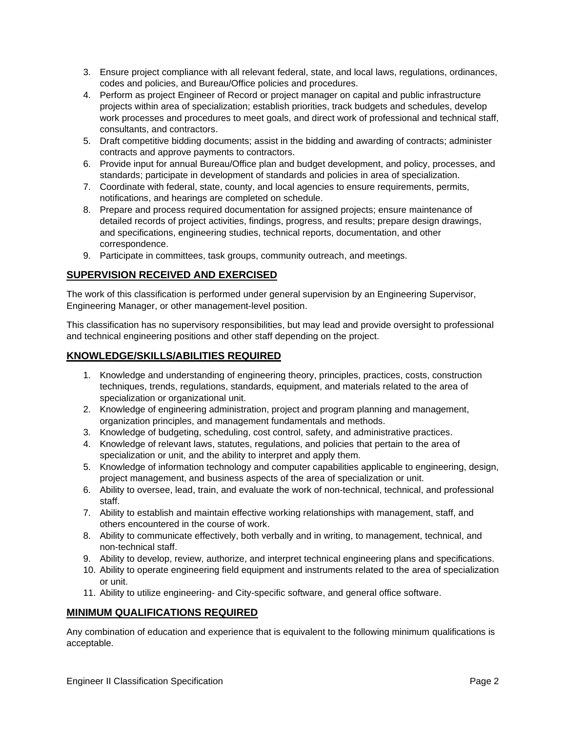3. Ensure project compliance with all relevant federal, state, and local laws, regulations, ordinances, codes and policies, and Bureau/Office policies and procedures.
4. Perform as project Engineer of Record or project manager on capital and public infrastructure projects within area of specialization; establish priorities, track budgets and schedules, develop work processes and procedures to meet goals, and direct work of professional and technical staff, consultants, and contractors.
5. Draft competitive bidding documents; assist in the bidding and awarding of contracts; administer contracts and approve payments to contractors.
6. Provide input for annual Bureau/Office plan and budget development, and policy, processes, and standards; participate in development of standards and policies in area of specialization.
7. Coordinate with federal, state, county, and local agencies to ensure requirements, permits, notifications, and hearings are completed on schedule.
8. Prepare and process required documentation for assigned projects; ensure maintenance of detailed records of project activities, findings, progress, and results; prepare design drawings, and specifications, engineering studies, technical reports, documentation, and other correspondence.
9. Participate in committees, task groups, community outreach, and meetings.

## SUPERVISION RECEIVED AND EXERCISED

The work of this classification is performed under general supervision by an Engineering Supervisor, Engineering Manager, or other management-level position.

This classification has no supervisory responsibilities, but may lead and provide oversight to professional and technical engineering positions and other staff depending on the project.

## KNOWLEDGE/SKILLS/ABILITIES REQUIRED

1. Knowledge and understanding of engineering theory, principles, practices, costs, construction techniques, trends, regulations, standards, equipment, and materials related to the area of specialization or organizational unit.
2. Knowledge of engineering administration, project and program planning and management, organization principles, and management fundamentals and methods.
3. Knowledge of budgeting, scheduling, cost control, safety, and administrative practices.
4. Knowledge of relevant laws, statutes, regulations, and policies that pertain to the area of specialization or unit, and the ability to interpret and apply them.
5. Knowledge of information technology and computer capabilities applicable to engineering, design, project management, and business aspects of the area of specialization or unit.
6. Ability to oversee, lead, train, and evaluate the work of non-technical, technical, and professional staff.
7. Ability to establish and maintain effective working relationships with management, staff, and others encountered in the course of work.
8. Ability to communicate effectively, both verbally and in writing, to management, technical, and non-technical staff.
9. Ability to develop, review, authorize, and interpret technical engineering plans and specifications.
10. Ability to operate engineering field equipment and instruments related to the area of specialization or unit.
11. Ability to utilize engineering- and City-specific software, and general office software.

## MINIMUM QUALIFICATIONS REQUIRED

Any combination of education and experience that is equivalent to the following minimum qualifications is acceptable.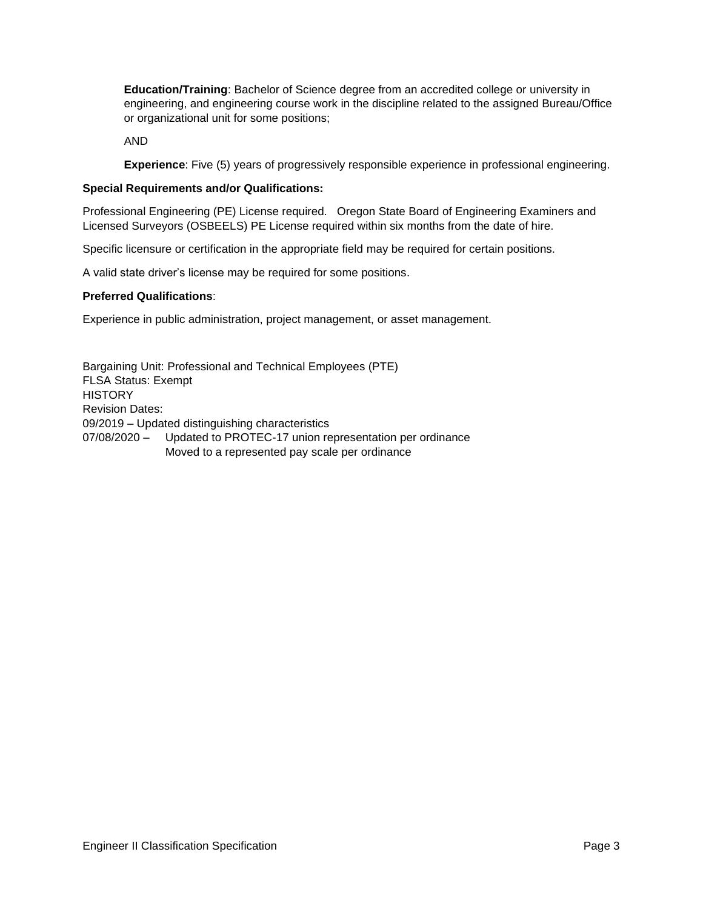**Education/Training**: Bachelor of Science degree from an accredited college or university in engineering, and engineering course work in the discipline related to the assigned Bureau/Office or organizational unit for some positions;

AND

**Experience**: Five (5) years of progressively responsible experience in professional engineering.

**Special Requirements and/or Qualifications:**

Professional Engineering (PE) License required. Oregon State Board of Engineering Examiners and Licensed Surveyors (OSBEELS) PE License required within six months from the date of hire.

Specific licensure or certification in the appropriate field may be required for certain positions.

A valid state driver's license may be required for some positions.

**Preferred Qualifications**:

Experience in public administration, project management, or asset management.

Bargaining Unit: Professional and Technical Employees (PTE)
FLSA Status: Exempt
HISTORY
Revision Dates:
09/2019 – Updated distinguishing characteristics
07/08/2020 – Updated to PROTEC-17 union representation per ordinance
Moved to a represented pay scale per ordinance